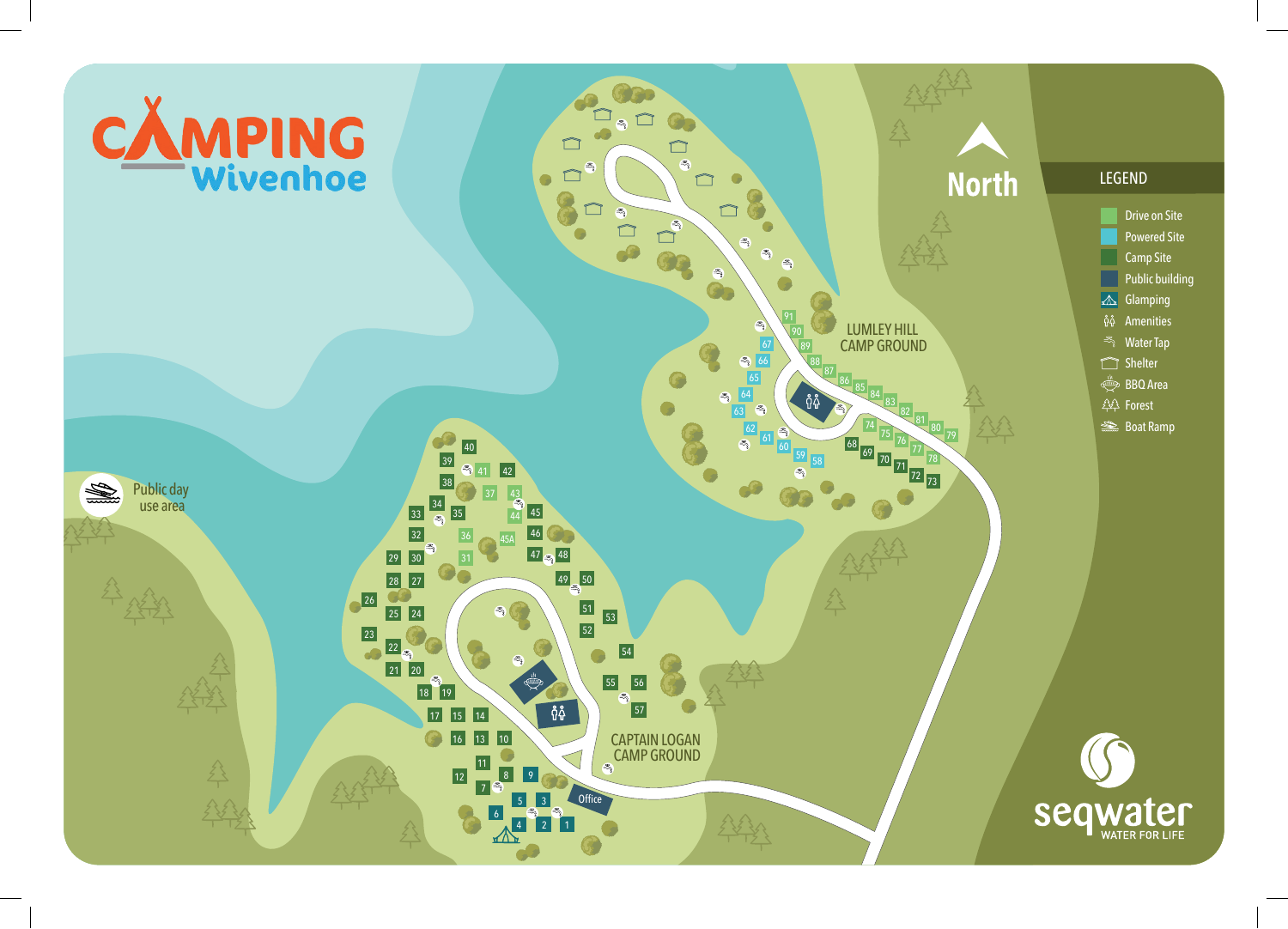# CAMPING Wivenhoe

North

## LEGEND

- Drive on Site
- Powered Site
- Camp Site
- Public building
- Glamping
- Amenities
- Water Tap
- Shelter
- BBQ Area
- Forest
- Boat Ramp

LUMLEY HILL CAMP GROUND

CAPTAIN LOGAN CAMP GROUND

Public day use area

Office

seqwater WATER FOR LIFE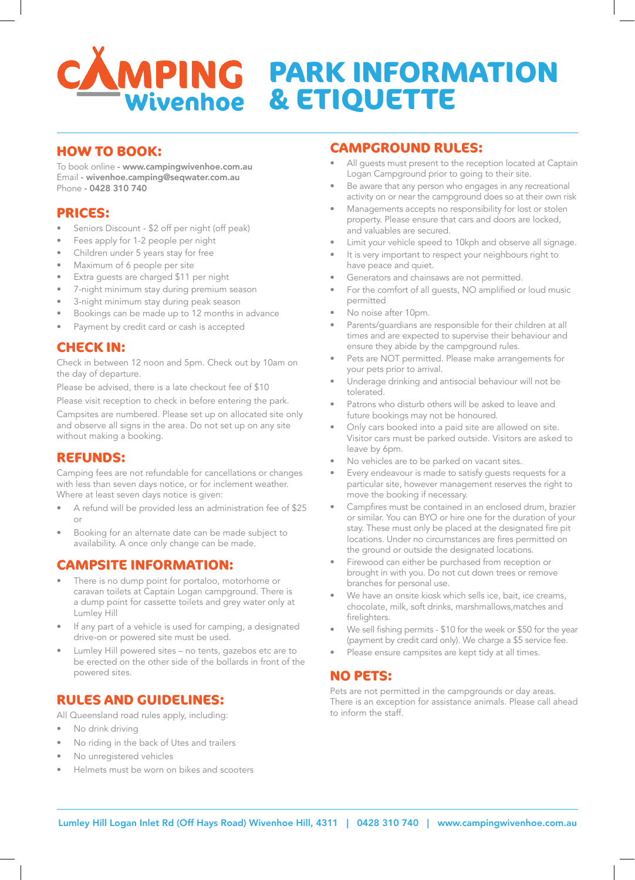# CAMPING Wivenhoe PARK INFORMATION & ETIQUETTE

## HOW TO BOOK:

To book online - **www.campingwivenhoe.com.au**
Email - **wivenhoe.camping@seqwater.com.au**
Phone - **0428 310 740**

## PRICES:

- Seniors Discount - $2 off per night (off peak)
- Fees apply for 1-2 people per night
- Children under 5 years stay for free
- Maximum of 6 people per site
- Extra guests are charged $11 per night
- 7-night minimum stay during premium season
- 3-night minimum stay during peak season
- Bookings can be made up to 12 months in advance
- Payment by credit card or cash is accepted

## CHECK IN:

Check in between 12 noon and 5pm. Check out by 10am on the day of departure.

Please be advised, there is a late checkout fee of $10

Please visit reception to check in before entering the park.

Campsites are numbered. Please set up on allocated site only and observe all signs in the area. Do not set up on any site without making a booking.

## REFUNDS:

Camping fees are not refundable for cancellations or changes with less than seven days notice, or for inclement weather. Where at least seven days notice is given:

- A refund will be provided less an administration fee of $25 or
- Booking for an alternate date can be made subject to availability. A once only change can be made.

## CAMPSITE INFORMATION:

- There is no dump point for portaloo, motorhome or caravan toilets at Captain Logan campground. There is a dump point for cassette toilets and grey water only at Lumley Hill
- If any part of a vehicle is used for camping, a designated drive-on or powered site must be used.
- Lumley Hill powered sites – no tents, gazebos etc are to be erected on the other side of the bollards in front of the powered sites.

## RULES AND GUIDELINES:

All Queensland road rules apply, including:

- No drink driving
- No riding in the back of Utes and trailers
- No unregistered vehicles
- Helmets must be worn on bikes and scooters

## CAMPGROUND RULES:

- All guests must present to the reception located at Captain Logan Campground prior to going to their site.
- Be aware that any person who engages in any recreational activity on or near the campground does so at their own risk
- Managements accepts no responsibility for lost or stolen property. Please ensure that cars and doors are locked, and valuables are secured.
- Limit your vehicle speed to 10kph and observe all signage.
- It is very important to respect your neighbours right to have peace and quiet.
- Generators and chainsaws are not permitted.
- For the comfort of all guests, NO amplified or loud music permitted
- No noise after 10pm.
- Parents/guardians are responsible for their children at all times and are expected to supervise their behaviour and ensure they abide by the campground rules.
- Pets are NOT permitted. Please make arrangements for your pets prior to arrival.
- Underage drinking and antisocial behaviour will not be tolerated.
- Patrons who disturb others will be asked to leave and future bookings may not be honoured.
- Only cars booked into a paid site are allowed on site. Visitor cars must be parked outside. Visitors are asked to leave by 6pm.
- No vehicles are to be parked on vacant sites.
- Every endeavour is made to satisfy guests requests for a particular site, however management reserves the right to move the booking if necessary.
- Campfires must be contained in an enclosed drum, brazier or similar. You can BYO or hire one for the duration of your stay. These must only be placed at the designated fire pit locations. Under no circumstances are fires permitted on the ground or outside the designated locations.
- Firewood can either be purchased from reception or brought in with you. Do not cut down trees or remove branches for personal use.
- We have an onsite kiosk which sells ice, bait, ice creams, chocolate, milk, soft drinks, marshmallows,matches and firelighters.
- We sell fishing permits - $10 for the week or $50 for the year (payment by credit card only). We charge a $5 service fee.
- Please ensure campsites are kept tidy at all times.

## NO PETS:

Pets are not permitted in the campgrounds or day areas. There is an exception for assistance animals. Please call ahead to inform the staff.

Lumley Hill Logan Inlet Rd (Off Hays Road) Wivenhoe Hill, 4311 | 0428 310 740 | www.campingwivenhoe.com.au